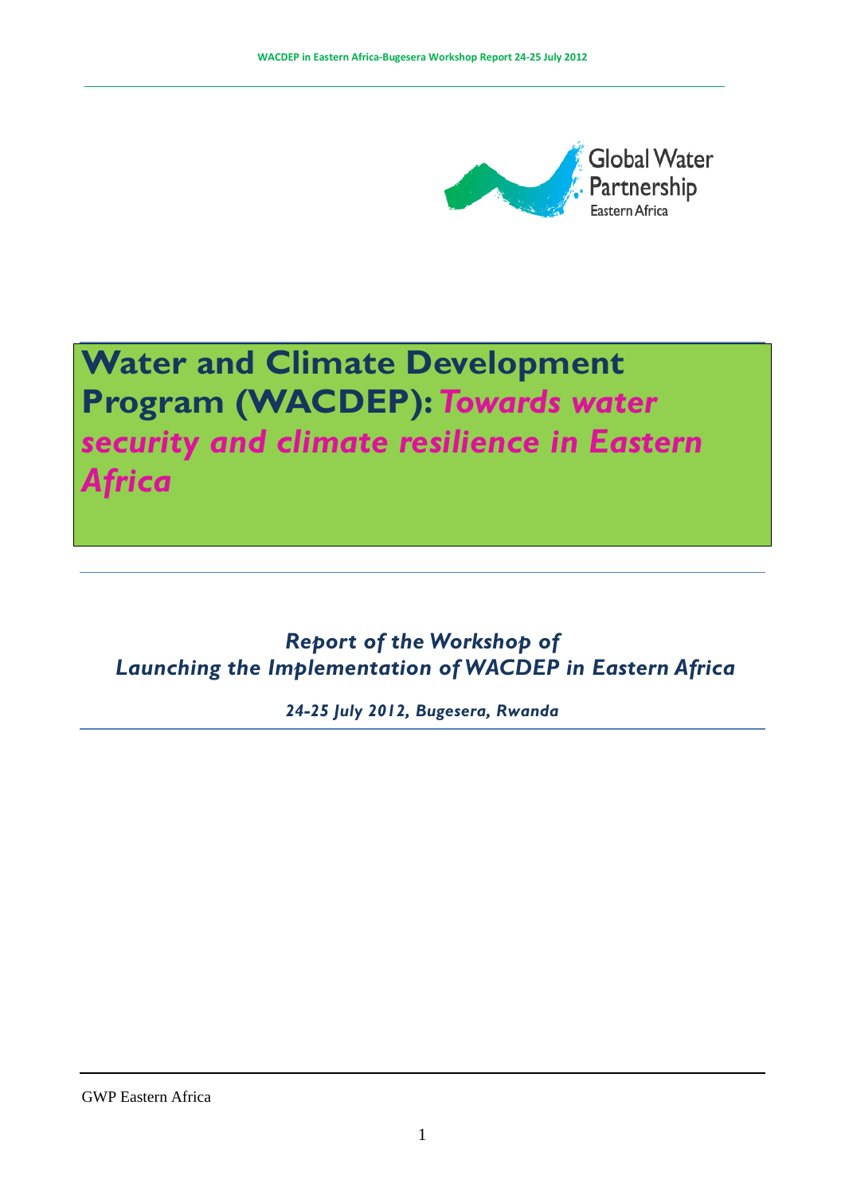Global Water Partnership
Eastern Africa

# Water and Climate Development Program (WACDEP): *Towards water security and climate resilience in Eastern Africa*

## *Report of the Workshop of Launching the Implementation of WACDEP in Eastern Africa*

***24-25 July 2012, Bugesera, Rwanda***

GWP Eastern Africa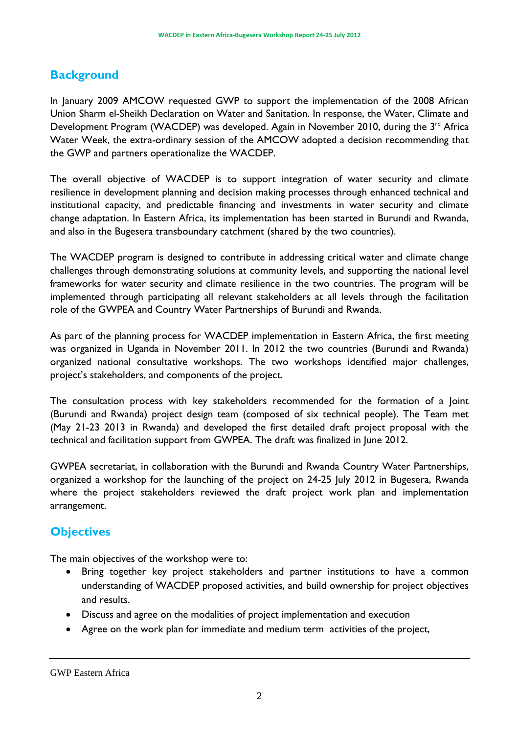## Background

In January 2009 AMCOW requested GWP to support the implementation of the 2008 African Union Sharm el-Sheikh Declaration on Water and Sanitation. In response, the Water, Climate and Development Program (WACDEP) was developed. Again in November 2010, during the 3rd Africa Water Week, the extra-ordinary session of the AMCOW adopted a decision recommending that the GWP and partners operationalize the WACDEP.

The overall objective of WACDEP is to support integration of water security and climate resilience in development planning and decision making processes through enhanced technical and institutional capacity, and predictable financing and investments in water security and climate change adaptation. In Eastern Africa, its implementation has been started in Burundi and Rwanda, and also in the Bugesera transboundary catchment (shared by the two countries).

The WACDEP program is designed to contribute in addressing critical water and climate change challenges through demonstrating solutions at community levels, and supporting the national level frameworks for water security and climate resilience in the two countries. The program will be implemented through participating all relevant stakeholders at all levels through the facilitation role of the GWPEA and Country Water Partnerships of Burundi and Rwanda.

As part of the planning process for WACDEP implementation in Eastern Africa, the first meeting was organized in Uganda in November 2011. In 2012 the two countries (Burundi and Rwanda) organized national consultative workshops. The two workshops identified major challenges, project's stakeholders, and components of the project.

The consultation process with key stakeholders recommended for the formation of a Joint (Burundi and Rwanda) project design team (composed of six technical people). The Team met (May 21-23 2013 in Rwanda) and developed the first detailed draft project proposal with the technical and facilitation support from GWPEA. The draft was finalized in June 2012.

GWPEA secretariat, in collaboration with the Burundi and Rwanda Country Water Partnerships, organized a workshop for the launching of the project on 24-25 July 2012 in Bugesera, Rwanda where the project stakeholders reviewed the draft project work plan and implementation arrangement.

## Objectives

The main objectives of the workshop were to:

- Bring together key project stakeholders and partner institutions to have a common understanding of WACDEP proposed activities, and build ownership for project objectives and results.
- Discuss and agree on the modalities of project implementation and execution
- Agree on the work plan for immediate and medium term activities of the project,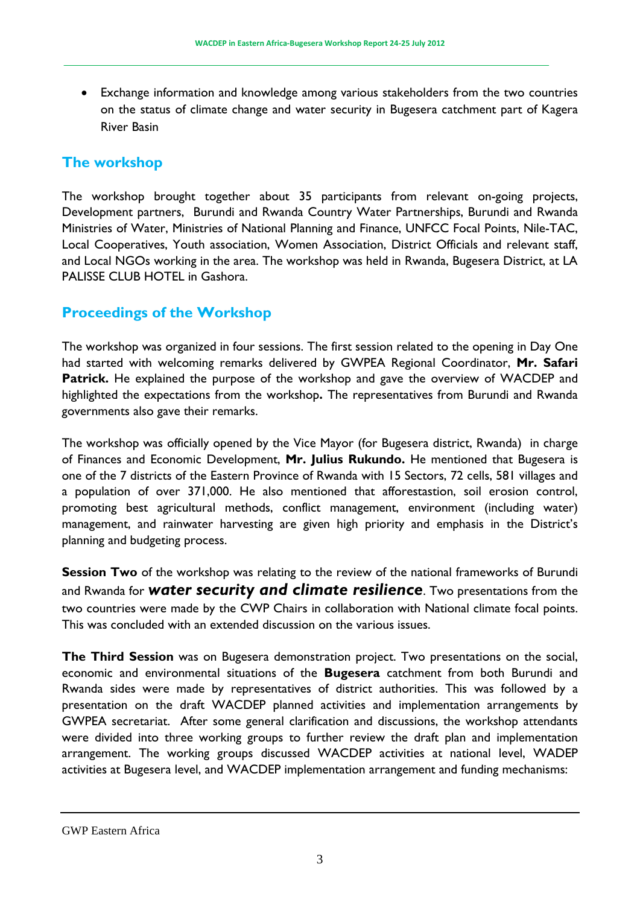- Exchange information and knowledge among various stakeholders from the two countries on the status of climate change and water security in Bugesera catchment part of Kagera River Basin

## The workshop

The workshop brought together about 35 participants from relevant on-going projects, Development partners, Burundi and Rwanda Country Water Partnerships, Burundi and Rwanda Ministries of Water, Ministries of National Planning and Finance, UNFCC Focal Points, Nile-TAC, Local Cooperatives, Youth association, Women Association, District Officials and relevant staff, and Local NGOs working in the area. The workshop was held in Rwanda, Bugesera District, at LA PALISSE CLUB HOTEL in Gashora.

## Proceedings of the Workshop

The workshop was organized in four sessions. The first session related to the opening in Day One had started with welcoming remarks delivered by GWPEA Regional Coordinator, **Mr. Safari Patrick.** He explained the purpose of the workshop and gave the overview of WACDEP and highlighted the expectations from the workshop**.** The representatives from Burundi and Rwanda governments also gave their remarks.

The workshop was officially opened by the Vice Mayor (for Bugesera district, Rwanda) in charge of Finances and Economic Development, **Mr. Julius Rukundo.** He mentioned that Bugesera is one of the 7 districts of the Eastern Province of Rwanda with 15 Sectors, 72 cells, 581 villages and a population of over 371,000. He also mentioned that afforestastion, soil erosion control, promoting best agricultural methods, conflict management, environment (including water) management, and rainwater harvesting are given high priority and emphasis in the District's planning and budgeting process.

**Session Two** of the workshop was relating to the review of the national frameworks of Burundi and Rwanda for ***water security and climate resilience***. Two presentations from the two countries were made by the CWP Chairs in collaboration with National climate focal points. This was concluded with an extended discussion on the various issues.

**The Third Session** was on Bugesera demonstration project. Two presentations on the social, economic and environmental situations of the **Bugesera** catchment from both Burundi and Rwanda sides were made by representatives of district authorities. This was followed by a presentation on the draft WACDEP planned activities and implementation arrangements by GWPEA secretariat. After some general clarification and discussions, the workshop attendants were divided into three working groups to further review the draft plan and implementation arrangement. The working groups discussed WACDEP activities at national level, WADEP activities at Bugesera level, and WACDEP implementation arrangement and funding mechanisms: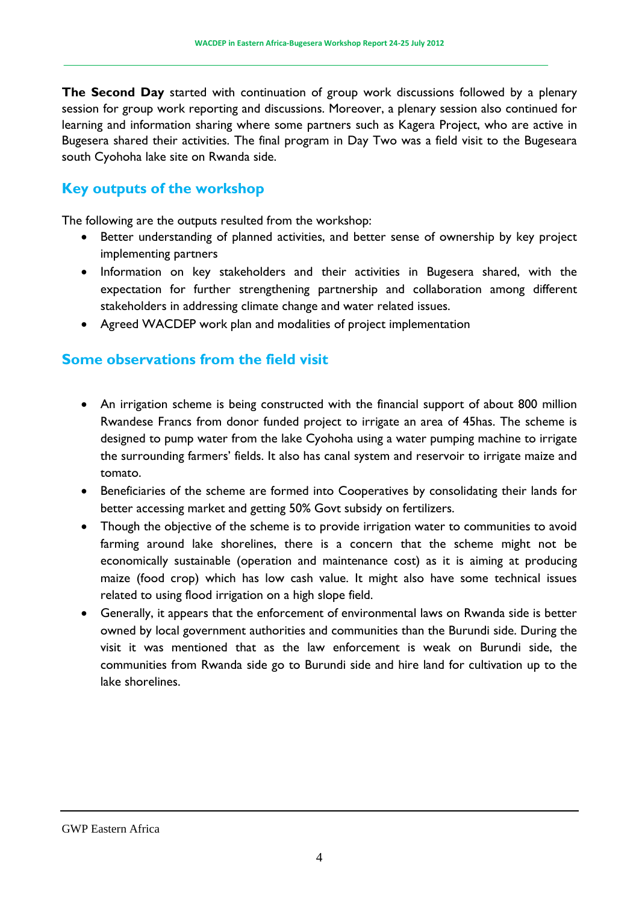**The Second Day** started with continuation of group work discussions followed by a plenary session for group work reporting and discussions. Moreover, a plenary session also continued for learning and information sharing where some partners such as Kagera Project, who are active in Bugesera shared their activities. The final program in Day Two was a field visit to the Bugeseara south Cyohoha lake site on Rwanda side.

## Key outputs of the workshop

The following are the outputs resulted from the workshop:

- Better understanding of planned activities, and better sense of ownership by key project implementing partners
- Information on key stakeholders and their activities in Bugesera shared, with the expectation for further strengthening partnership and collaboration among different stakeholders in addressing climate change and water related issues.
- Agreed WACDEP work plan and modalities of project implementation

## Some observations from the field visit

- An irrigation scheme is being constructed with the financial support of about 800 million Rwandese Francs from donor funded project to irrigate an area of 45has. The scheme is designed to pump water from the lake Cyohoha using a water pumping machine to irrigate the surrounding farmers' fields. It also has canal system and reservoir to irrigate maize and tomato.
- Beneficiaries of the scheme are formed into Cooperatives by consolidating their lands for better accessing market and getting 50% Govt subsidy on fertilizers.
- Though the objective of the scheme is to provide irrigation water to communities to avoid farming around lake shorelines, there is a concern that the scheme might not be economically sustainable (operation and maintenance cost) as it is aiming at producing maize (food crop) which has low cash value. It might also have some technical issues related to using flood irrigation on a high slope field.
- Generally, it appears that the enforcement of environmental laws on Rwanda side is better owned by local government authorities and communities than the Burundi side. During the visit it was mentioned that as the law enforcement is weak on Burundi side, the communities from Rwanda side go to Burundi side and hire land for cultivation up to the lake shorelines.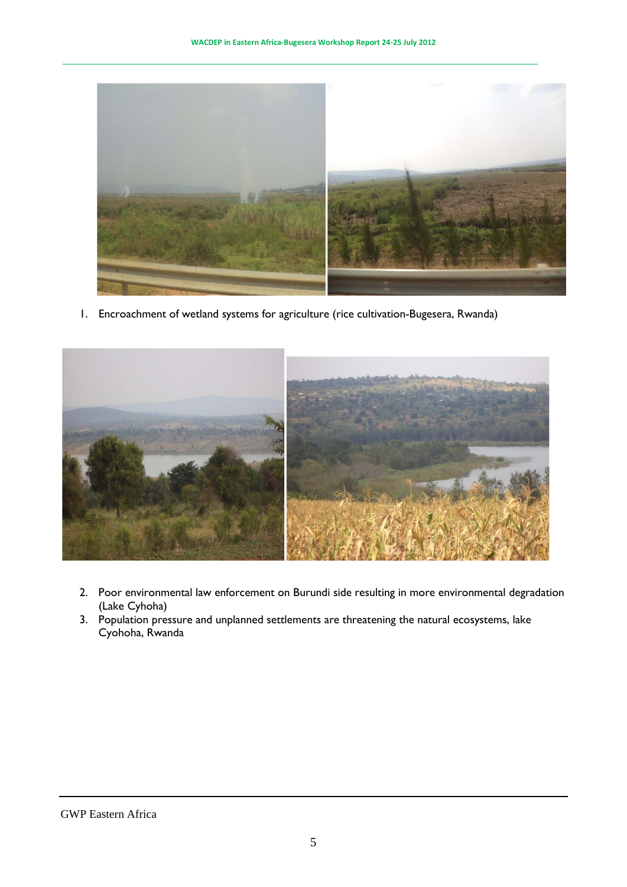1. Encroachment of wetland systems for agriculture (rice cultivation-Bugesera, Rwanda)

2. Poor environmental law enforcement on Burundi side resulting in more environmental degradation (Lake Cyhoha)
3. Population pressure and unplanned settlements are threatening the natural ecosystems, lake Cyohoha, Rwanda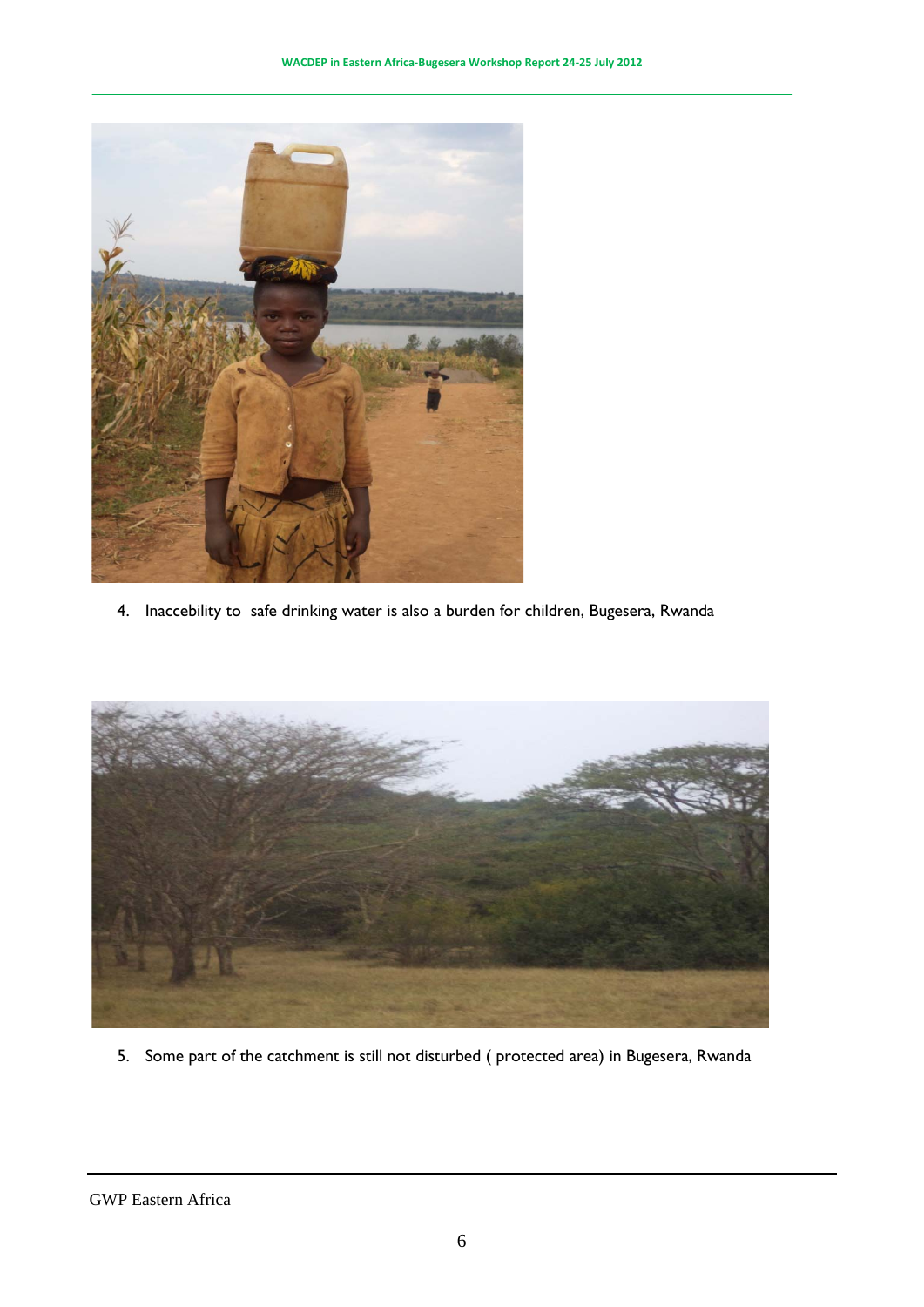4. Inaccebility to safe drinking water is also a burden for children, Bugesera, Rwanda

5. Some part of the catchment is still not disturbed ( protected area) in Bugesera, Rwanda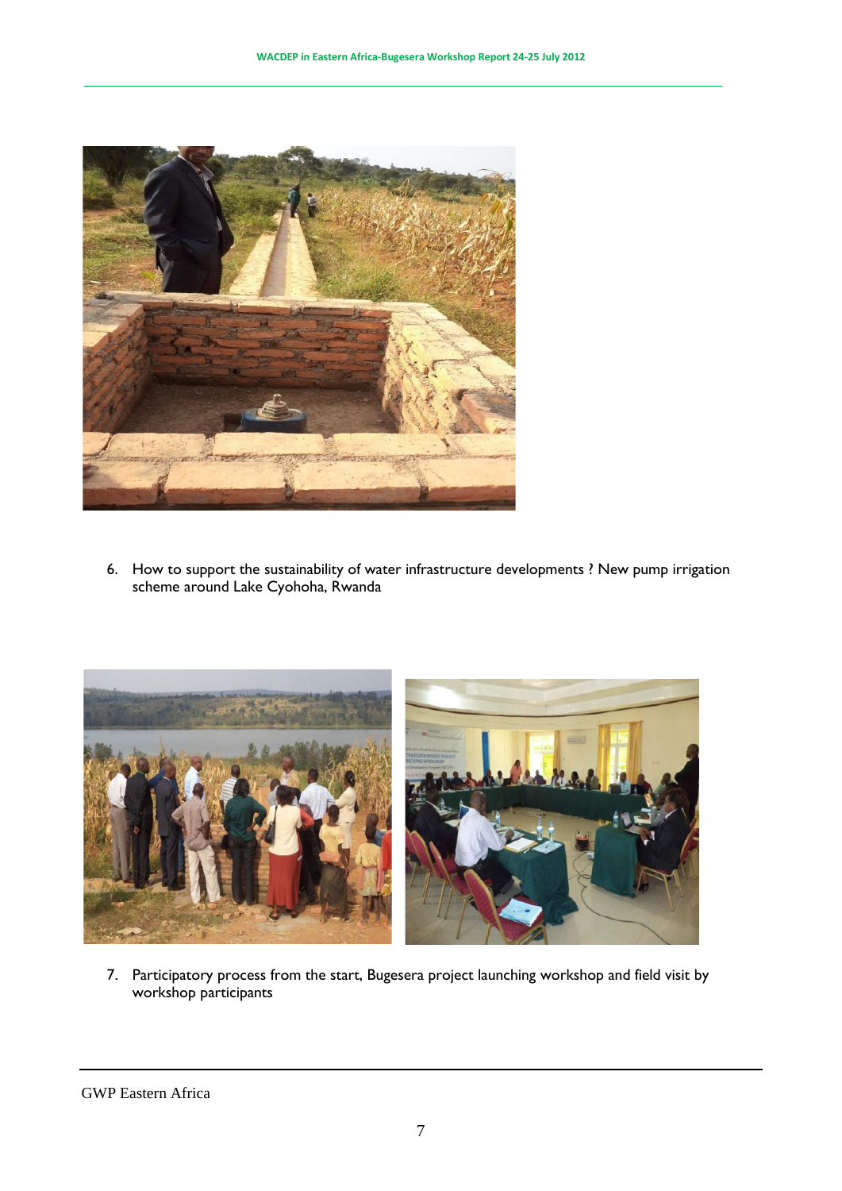6. How to support the sustainability of water infrastructure developments ? New pump irrigation scheme around Lake Cyohoha, Rwanda

7. Participatory process from the start, Bugesera project launching workshop and field visit by workshop participants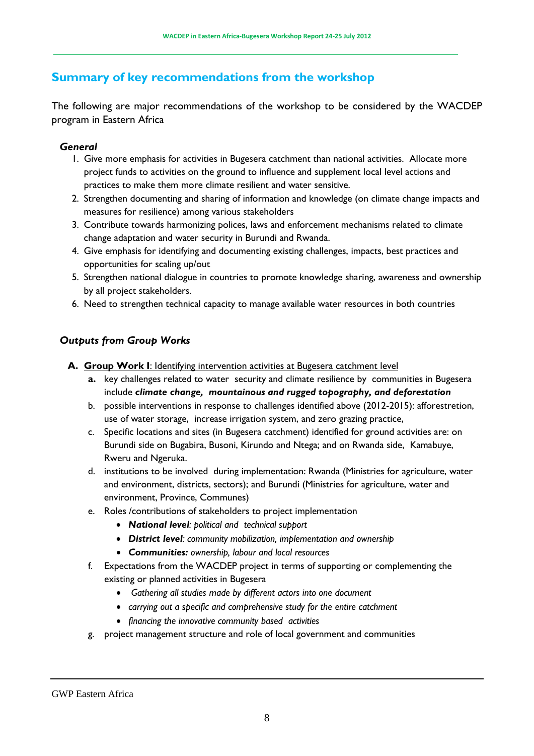## Summary of key recommendations from the workshop

The following are major recommendations of the workshop to be considered by the WACDEP program in Eastern Africa

***General***

1. Give more emphasis for activities in Bugesera catchment than national activities. Allocate more project funds to activities on the ground to influence and supplement local level actions and practices to make them more climate resilient and water sensitive.
2. Strengthen documenting and sharing of information and knowledge (on climate change impacts and measures for resilience) among various stakeholders
3. Contribute towards harmonizing polices, laws and enforcement mechanisms related to climate change adaptation and water security in Burundi and Rwanda.
4. Give emphasis for identifying and documenting existing challenges, impacts, best practices and opportunities for scaling up/out
5. Strengthen national dialogue in countries to promote knowledge sharing, awareness and ownership by all project stakeholders.
6. Need to strengthen technical capacity to manage available water resources in both countries

***Outputs from Group Works***

**A. Group Work I**: Identifying intervention activities at Bugesera catchment level

**a.** key challenges related to water security and climate resilience by communities in Bugesera include ***climate change, mountainous and rugged topography, and deforestation***

b. possible interventions in response to challenges identified above (2012-2015): afforestretion, use of water storage, increase irrigation system, and zero grazing practice,

c. Specific locations and sites (in Bugesera catchment) identified for ground activities are: on Burundi side on Bugabira, Busoni, Kirundo and Ntega; and on Rwanda side, Kamabuye, Rweru and Ngeruka.

d. institutions to be involved during implementation: Rwanda (Ministries for agriculture, water and environment, districts, sectors); and Burundi (Ministries for agriculture, water and environment, Province, Communes)

e. Roles /contributions of stakeholders to project implementation

- ***National level****: political and technical support*
- ***District level****: community mobilization, implementation and ownership*
- ***Communities:*** *ownership, labour and local resources*

f. Expectations from the WACDEP project in terms of supporting or complementing the existing or planned activities in Bugesera

- *Gathering all studies made by different actors into one document*
- *carrying out a specific and comprehensive study for the entire catchment*
- *financing the innovative community based activities*

g. project management structure and role of local government and communities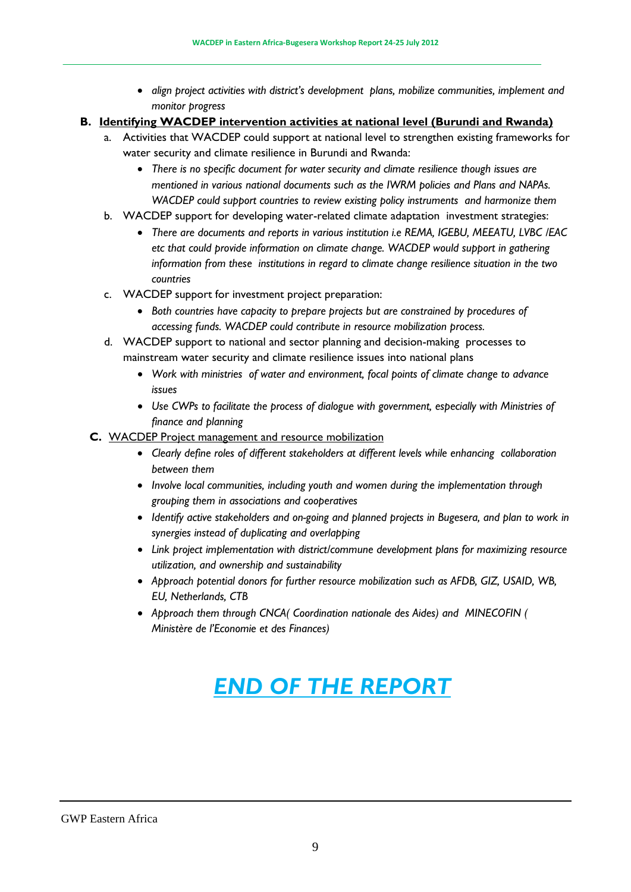- *align project activities with district's development plans, mobilize communities, implement and monitor progress*

**B. Identifying WACDEP intervention activities at national level (Burundi and Rwanda)**

a. Activities that WACDEP could support at national level to strengthen existing frameworks for water security and climate resilience in Burundi and Rwanda:
   - *There is no specific document for water security and climate resilience though issues are mentioned in various national documents such as the IWRM policies and Plans and NAPAs. WACDEP could support countries to review existing policy instruments and harmonize them*

b. WACDEP support for developing water-related climate adaptation investment strategies:
   - *There are documents and reports in various institution i.e REMA, IGEBU, MEEATU, LVBC /EAC etc that could provide information on climate change. WACDEP would support in gathering information from these institutions in regard to climate change resilience situation in the two countries*

c. WACDEP support for investment project preparation:
   - *Both countries have capacity to prepare projects but are constrained by procedures of accessing funds. WACDEP could contribute in resource mobilization process.*

d. WACDEP support to national and sector planning and decision-making processes to mainstream water security and climate resilience issues into national plans
   - *Work with ministries of water and environment, focal points of climate change to advance issues*
   - *Use CWPs to facilitate the process of dialogue with government, especially with Ministries of finance and planning*

**C.** WACDEP Project management and resource mobilization

- *Clearly define roles of different stakeholders at different levels while enhancing collaboration between them*
- *Involve local communities, including youth and women during the implementation through grouping them in associations and cooperatives*
- *Identify active stakeholders and on-going and planned projects in Bugesera, and plan to work in synergies instead of duplicating and overlapping*
- *Link project implementation with district/commune development plans for maximizing resource utilization, and ownership and sustainability*
- *Approach potential donors for further resource mobilization such as AFDB, GIZ, USAID, WB, EU, Netherlands, CTB*
- *Approach them through CNCA( Coordination nationale des Aides) and MINECOFIN ( Ministère de l'Economie et des Finances)*

# *END OF THE REPORT*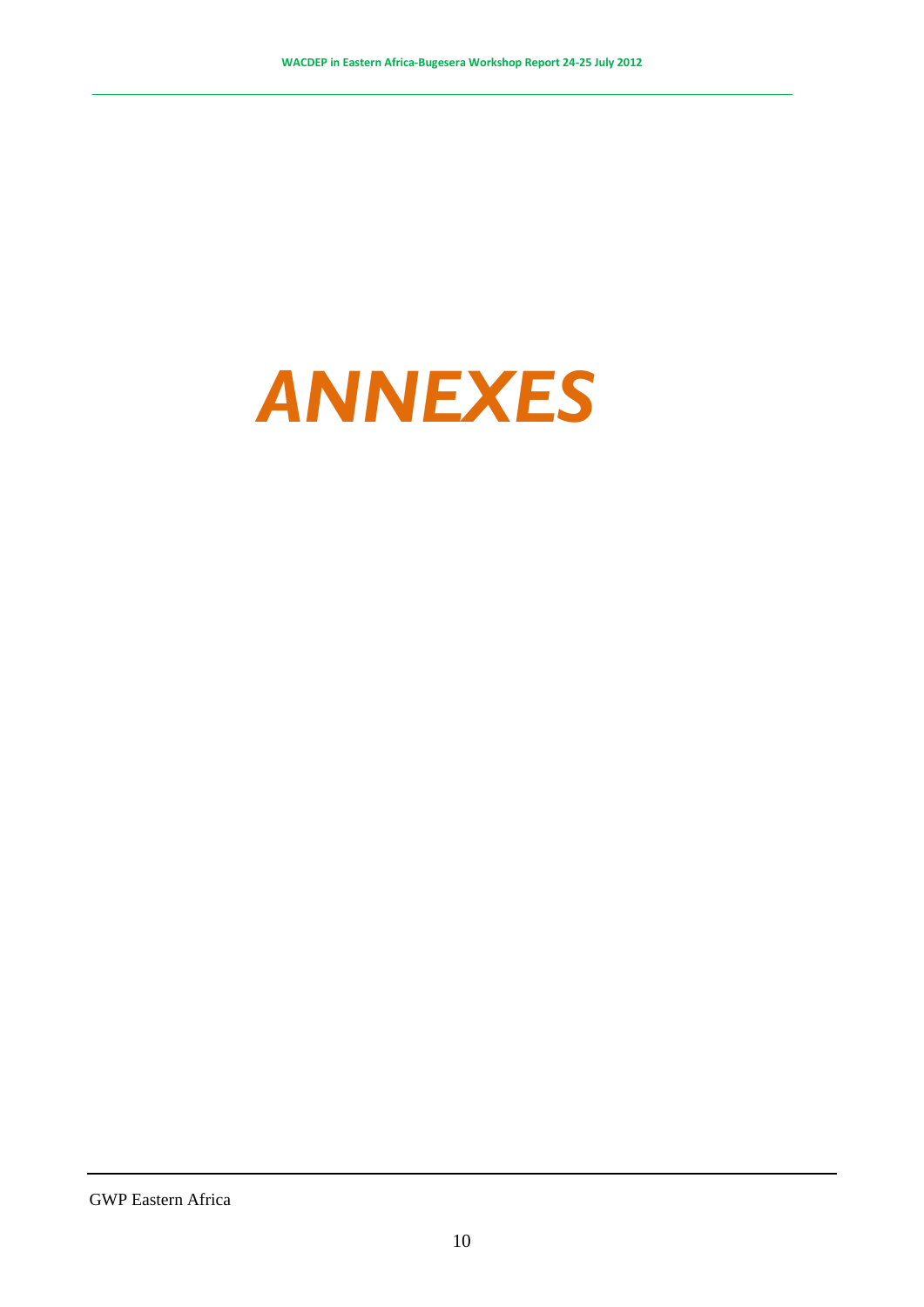# *ANNEXES*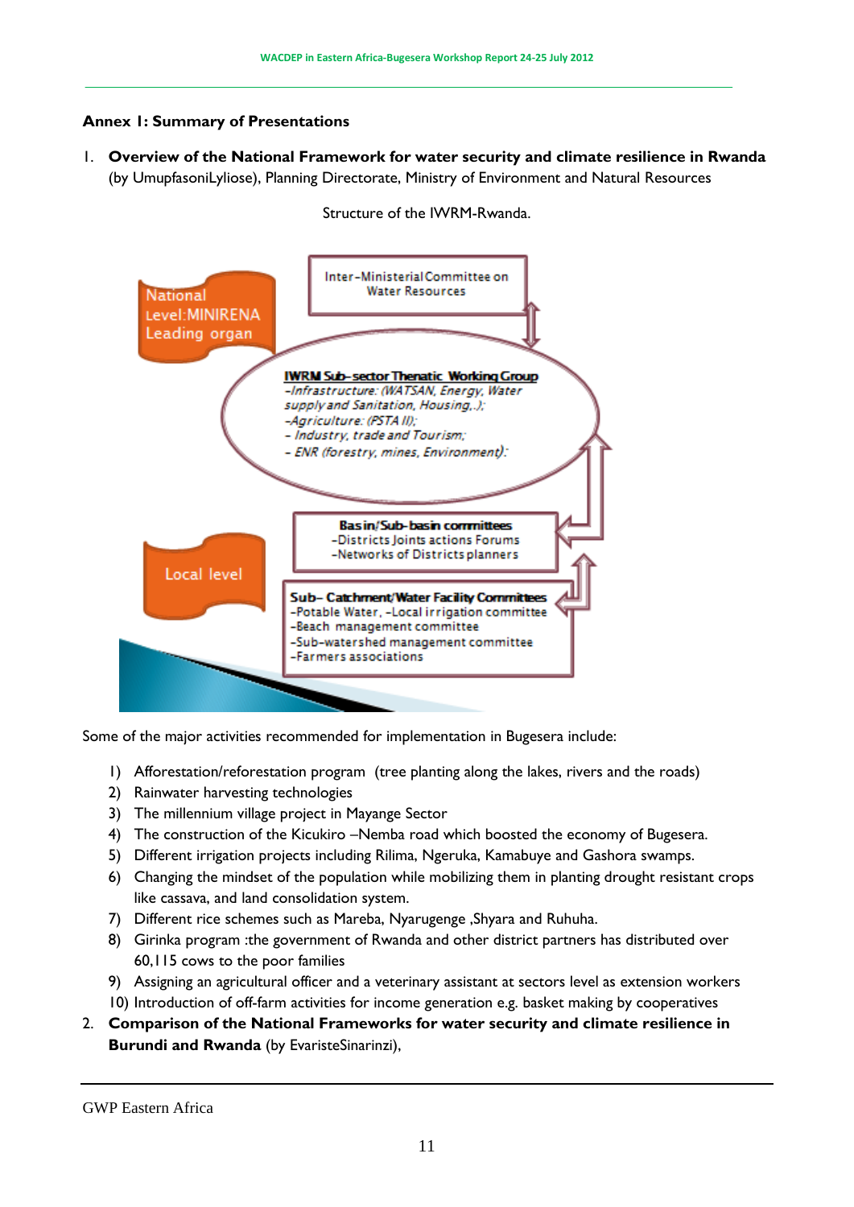## Annex I: Summary of Presentations

1. **Overview of the National Framework for water security and climate resilience in Rwanda** (by UmupfasoniLyliose), Planning Directorate, Ministry of Environment and Natural Resources

Structure of the IWRM-Rwanda.

National Level:MINIRENA Leading organ

Inter-Ministerial Committee on Water Resources

**IWRM Sub-sector Thenatic Working Group**
*-Infrastructure: (WATSAN, Energy, Water supply and Sanitation, Housing,.);*
*-Agriculture: (PSTA II);*
*- Industry, trade and Tourism;*
*- ENR (forestry, mines, Environment).*

Local level

**Basin/Sub-basin committees**
-Districts Joints actions Forums
-Networks of Districts planners

**Sub- Catchment/Water Facility Committees**
-Potable Water, -Local irrigation committee
-Beach management committee
-Sub-watershed management committee
-Farmers associations

Some of the major activities recommended for implementation in Bugesera include:

1) Afforestation/reforestation program (tree planting along the lakes, rivers and the roads)
2) Rainwater harvesting technologies
3) The millennium village project in Mayange Sector
4) The construction of the Kicukiro –Nemba road which boosted the economy of Bugesera.
5) Different irrigation projects including Rilima, Ngeruka, Kamabuye and Gashora swamps.
6) Changing the mindset of the population while mobilizing them in planting drought resistant crops like cassava, and land consolidation system.
7) Different rice schemes such as Mareba, Nyarugenge ,Shyara and Ruhuha.
8) Girinka program :the government of Rwanda and other district partners has distributed over 60,115 cows to the poor families
9) Assigning an agricultural officer and a veterinary assistant at sectors level as extension workers
10) Introduction of off-farm activities for income generation e.g. basket making by cooperatives

2. **Comparison of the National Frameworks for water security and climate resilience in Burundi and Rwanda** (by EvaristeSinarinzi),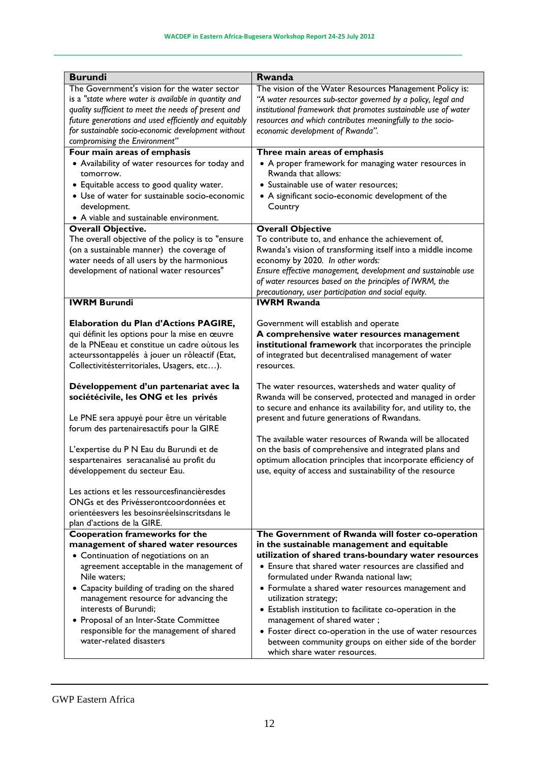| Burundi | Rwanda |
|---|---|
| The Government's vision for the water sector is a *"state where water is available in quantity and quality sufficient to meet the needs of present and future generations and used efficiently and equitably for sustainable socio-economic development without compromising the Environment"* | The vision of the Water Resources Management Policy is: *"A water resources sub-sector governed by a policy, legal and institutional framework that promotes sustainable use of water resources and which contributes meaningfully to the socio-economic development of Rwanda".* |
| **Four main areas of emphasis**<br>• Availability of water resources for today and tomorrow.<br>• Equitable access to good quality water.<br>• Use of water for sustainable socio-economic development.<br>• A viable and sustainable environment. | **Three main areas of emphasis**<br>• A proper framework for managing water resources in Rwanda that allows:<br>• Sustainable use of water resources;<br>• A significant socio-economic development of the Country |
| **Overall Objective.**<br>The overall objective of the policy is to "ensure (on a sustainable manner) the coverage of water needs of all users by the harmonious development of national water resources" | **Overall Objective**<br>To contribute to, and enhance the achievement of, Rwanda's vision of transforming itself into a middle income economy by 2020. *In other words:*<br>*Ensure effective management, development and sustainable use of water resources based on the principles of IWRM, the precautionary, user participation and social equity.* |
| **IWRM Burundi**<br><br>**Elaboration du Plan d'Actions PAGIRE,** qui définit les options pour la mise en œuvre de la PNEeau et constitue un cadre oùtous les acteurssontappelés à jouer un rôleactif (Etat, Collectivitésterritoriales, Usagers, etc…).<br><br>**Développement d'un partenariat avec la sociétécivile, les ONG et les privés**<br><br>Le PNE sera appuyé pour être un véritable forum des partenairesactifs pour la GIRE<br><br>L'expertise du P N Eau du Burundi et de sespartenaires seracanalisé au profit du développement du secteur Eau.<br><br>Les actions et les ressourcesfinancièresdes ONGs et des Privésserontcoordonnées et orientéesvers les besoinsréelsinscritsdans le plan d'actions de la GIRE. | **IWRM Rwanda**<br><br>Government will establish and operate<br>**A comprehensive water resources management institutional framework** that incorporates the principle of integrated but decentralised management of water resources.<br><br>The water resources, watersheds and water quality of Rwanda will be conserved, protected and managed in order to secure and enhance its availability for, and utility to, the present and future generations of Rwandans.<br><br>The available water resources of Rwanda will be allocated on the basis of comprehensive and integrated plans and optimum allocation principles that incorporate efficiency of use, equity of access and sustainability of the resource |
| **Cooperation frameworks for the management of shared water resources**<br>• Continuation of negotiations on an agreement acceptable in the management of Nile waters;<br>• Capacity building of trading on the shared management resource for advancing the interests of Burundi;<br>• Proposal of an Inter-State Committee responsible for the management of shared water-related disasters | **The Government of Rwanda will foster co-operation in the sustainable management and equitable utilization of shared trans-boundary water resources**<br>• Ensure that shared water resources are classified and formulated under Rwanda national law;<br>• Formulate a shared water resources management and utilization strategy;<br>• Establish institution to facilitate co-operation in the management of shared water ;<br>• Foster direct co-operation in the use of water resources between community groups on either side of the border which share water resources. |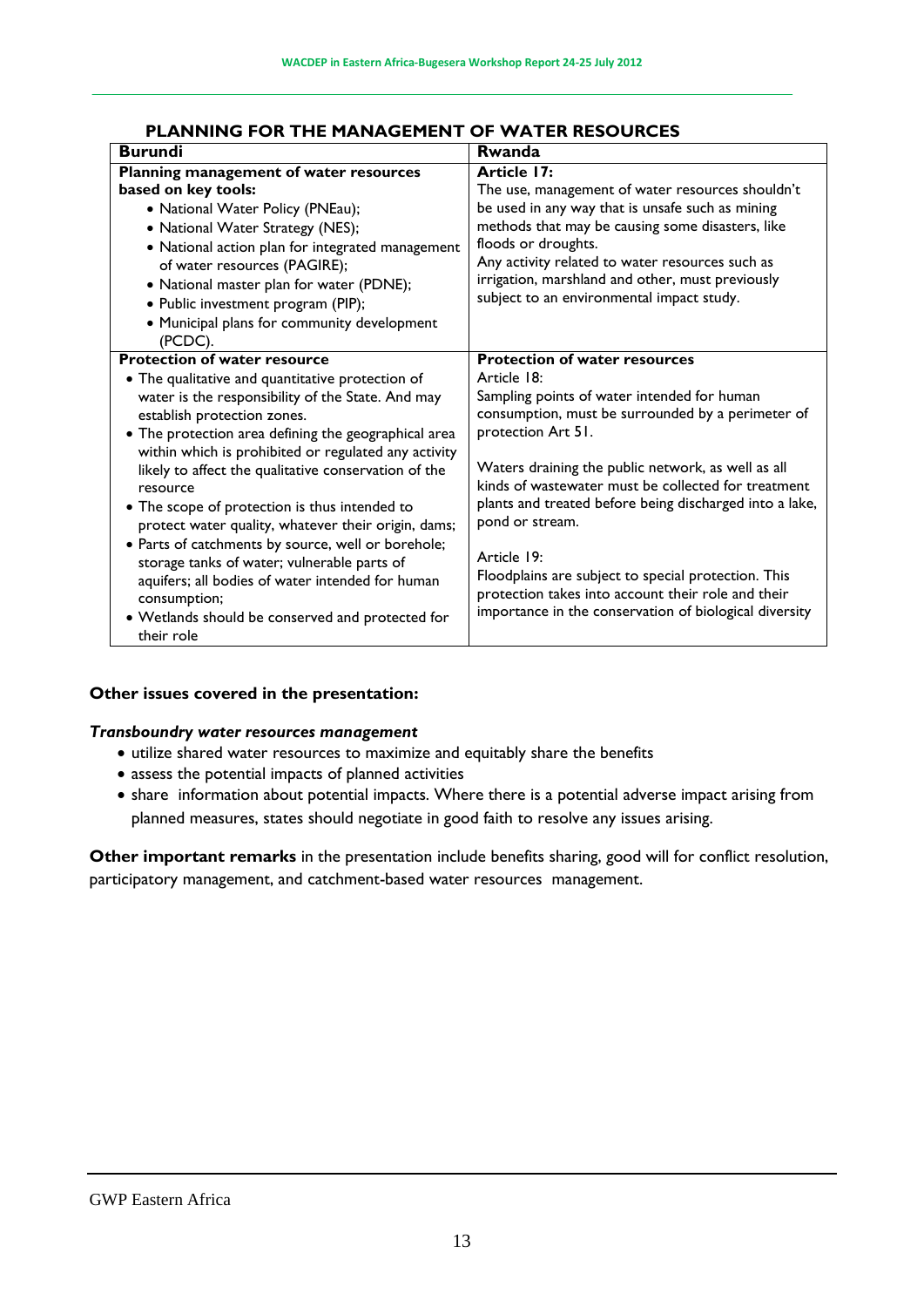## PLANNING FOR THE MANAGEMENT OF WATER RESOURCES

| Burundi | Rwanda |
|---|---|
| **Planning management of water resources based on key tools:**<br>• National Water Policy (PNEau);<br>• National Water Strategy (NES);<br>• National action plan for integrated management of water resources (PAGIRE);<br>• National master plan for water (PDNE);<br>• Public investment program (PIP);<br>• Municipal plans for community development (PCDC). | **Article 17:**<br>The use, management of water resources shouldn't be used in any way that is unsafe such as mining methods that may be causing some disasters, like floods or droughts.<br>Any activity related to water resources such as irrigation, marshland and other, must previously subject to an environmental impact study. |
| **Protection of water resource**<br>• The qualitative and quantitative protection of water is the responsibility of the State. And may establish protection zones.<br>• The protection area defining the geographical area within which is prohibited or regulated any activity likely to affect the qualitative conservation of the resource<br>• The scope of protection is thus intended to protect water quality, whatever their origin, dams;<br>• Parts of catchments by source, well or borehole; storage tanks of water; vulnerable parts of aquifers; all bodies of water intended for human consumption;<br>• Wetlands should be conserved and protected for their role | **Protection of water resources**<br>Article 18:<br>Sampling points of water intended for human consumption, must be surrounded by a perimeter of protection Art 51.<br><br>Waters draining the public network, as well as all kinds of wastewater must be collected for treatment plants and treated before being discharged into a lake, pond or stream.<br><br>Article 19:<br>Floodplains are subject to special protection. This protection takes into account their role and their importance in the conservation of biological diversity |

**Other issues covered in the presentation:**

***Transboundry water resources management***

- utilize shared water resources to maximize and equitably share the benefits
- assess the potential impacts of planned activities
- share information about potential impacts. Where there is a potential adverse impact arising from planned measures, states should negotiate in good faith to resolve any issues arising.

**Other important remarks** in the presentation include benefits sharing, good will for conflict resolution, participatory management, and catchment-based water resources management.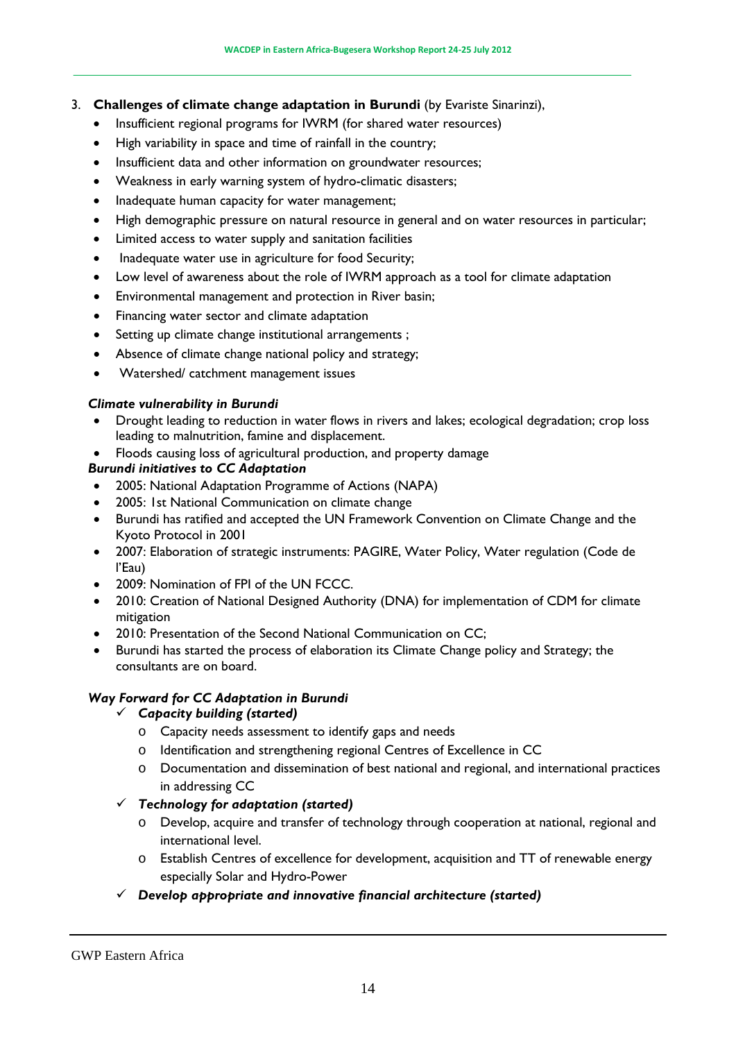3. **Challenges of climate change adaptation in Burundi** (by Evariste Sinarinzi),

- Insufficient regional programs for IWRM (for shared water resources)
- High variability in space and time of rainfall in the country;
- Insufficient data and other information on groundwater resources;
- Weakness in early warning system of hydro-climatic disasters;
- Inadequate human capacity for water management;
- High demographic pressure on natural resource in general and on water resources in particular;
- Limited access to water supply and sanitation facilities
- Inadequate water use in agriculture for food Security;
- Low level of awareness about the role of IWRM approach as a tool for climate adaptation
- Environmental management and protection in River basin;
- Financing water sector and climate adaptation
- Setting up climate change institutional arrangements ;
- Absence of climate change national policy and strategy;
- Watershed/ catchment management issues

***Climate vulnerability in Burundi***

- Drought leading to reduction in water flows in rivers and lakes; ecological degradation; crop loss leading to malnutrition, famine and displacement.
- Floods causing loss of agricultural production, and property damage

***Burundi initiatives to CC Adaptation***

- 2005: National Adaptation Programme of Actions (NAPA)
- 2005: 1st National Communication on climate change
- Burundi has ratified and accepted the UN Framework Convention on Climate Change and the Kyoto Protocol in 2001
- 2007: Elaboration of strategic instruments: PAGIRE, Water Policy, Water regulation (Code de l'Eau)
- 2009: Nomination of FPI of the UN FCCC.
- 2010: Creation of National Designed Authority (DNA) for implementation of CDM for climate mitigation
- 2010: Presentation of the Second National Communication on CC;
- Burundi has started the process of elaboration its Climate Change policy and Strategy; the consultants are on board.

***Way Forward for CC Adaptation in Burundi***

- ✓ ***Capacity building (started)***
  - Capacity needs assessment to identify gaps and needs
  - Identification and strengthening regional Centres of Excellence in CC
  - Documentation and dissemination of best national and regional, and international practices in addressing CC
- ✓ ***Technology for adaptation (started)***
  - Develop, acquire and transfer of technology through cooperation at national, regional and international level.
  - Establish Centres of excellence for development, acquisition and TT of renewable energy especially Solar and Hydro-Power
- ✓ ***Develop appropriate and innovative financial architecture (started)***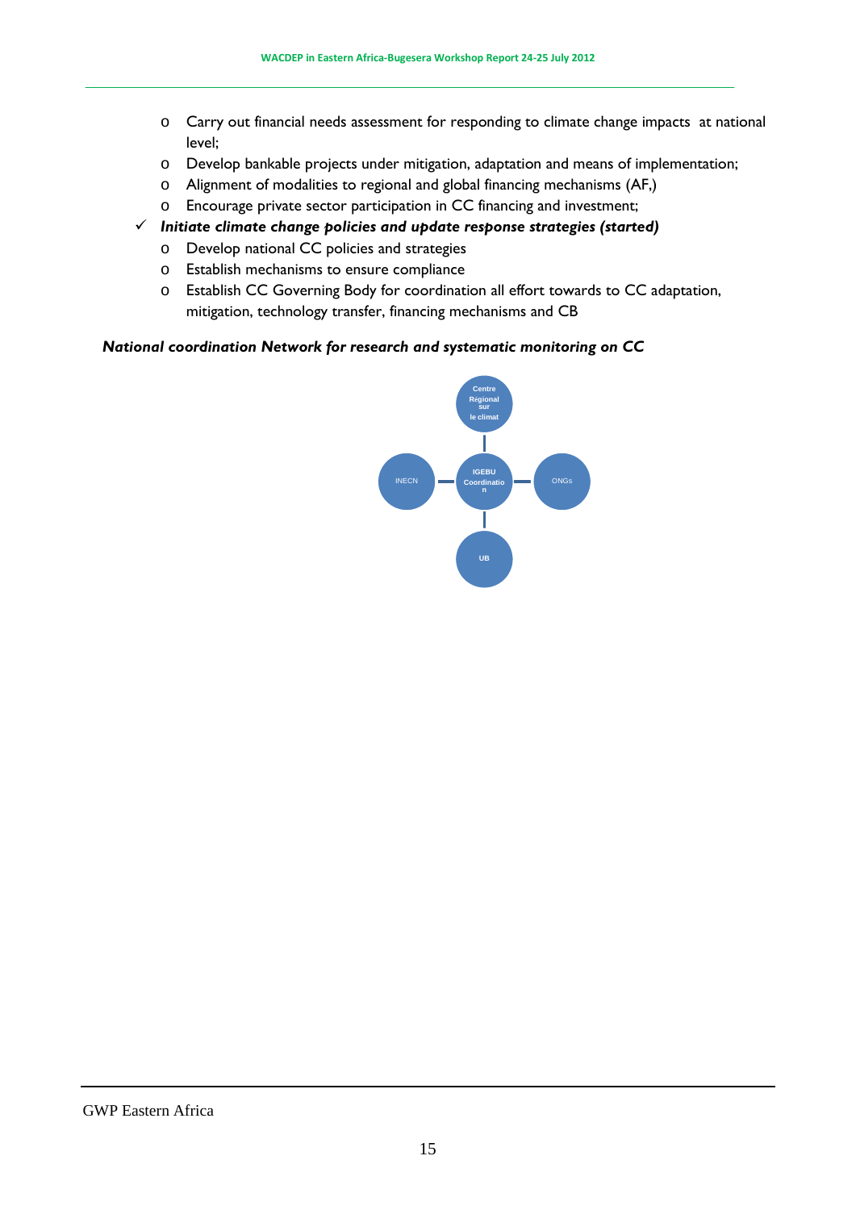- Carry out financial needs assessment for responding to climate change impacts at national level;
- Develop bankable projects under mitigation, adaptation and means of implementation;
- Alignment of modalities to regional and global financing mechanisms (AF,)
- Encourage private sector participation in CC financing and investment;

✓ ***Initiate climate change policies and update response strategies (started)***

- Develop national CC policies and strategies
- Establish mechanisms to ensure compliance
- Establish CC Governing Body for coordination all effort towards to CC adaptation, mitigation, technology transfer, financing mechanisms and CB

***National coordination Network for research and systematic monitoring on CC***

Centre Régional sur le climat

INECN — IGEBU Coordination — ONGs

UB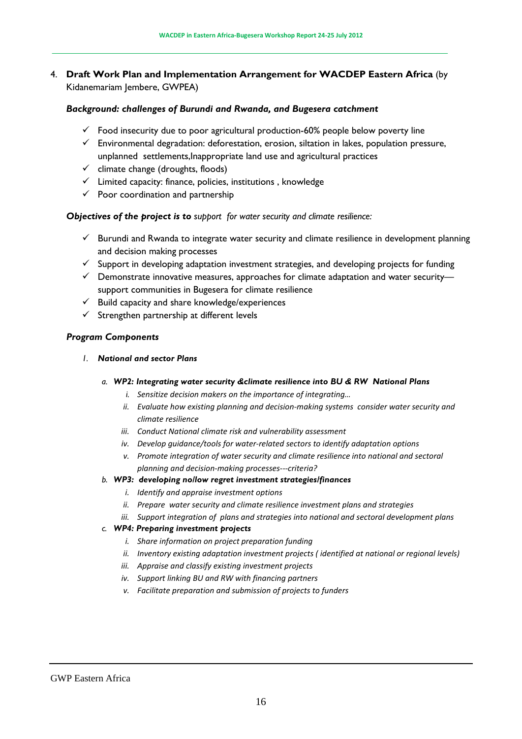4. **Draft Work Plan and Implementation Arrangement for WACDEP Eastern Africa** (by Kidanemariam Jembere, GWPEA)

***Background: challenges of Burundi and Rwanda, and Bugesera catchment***

- ✓ Food insecurity due to poor agricultural production-60% people below poverty line
- ✓ Environmental degradation: deforestation, erosion, siltation in lakes, population pressure, unplanned settlements,Inappropriate land use and agricultural practices
- ✓ climate change (droughts, floods)
- ✓ Limited capacity: finance, policies, institutions , knowledge
- ✓ Poor coordination and partnership

***Objectives of the project is to*** *support for water security and climate resilience:*

- ✓ Burundi and Rwanda to integrate water security and climate resilience in development planning and decision making processes
- ✓ Support in developing adaptation investment strategies, and developing projects for funding
- ✓ Demonstrate innovative measures, approaches for climate adaptation and water security—support communities in Bugesera for climate resilience
- ✓ Build capacity and share knowledge/experiences
- ✓ Strengthen partnership at different levels

***Program Components***

1. ***National and sector Plans***

   a. ***WP2: Integrating water security &climate resilience into BU & RW National Plans***
      - i. *Sensitize decision makers on the importance of integrating…*
      - ii. *Evaluate how existing planning and decision-making systems consider water security and climate resilience*
      - iii. *Conduct National climate risk and vulnerability assessment*
      - iv. *Develop guidance/tools for water-related sectors to identify adaptation options*
      - v. *Promote integration of water security and climate resilience into national and sectoral planning and decision-making processes---criteria?*

   b. ***WP3: developing no/low regret investment strategies/finances***
      - i. *Identify and appraise investment options*
      - ii. *Prepare water security and climate resilience investment plans and strategies*
      - iii. *Support integration of plans and strategies into national and sectoral development plans*

   c. ***WP4: Preparing investment projects***
      - i. *Share information on project preparation funding*
      - ii. *Inventory existing adaptation investment projects ( identified at national or regional levels)*
      - iii. *Appraise and classify existing investment projects*
      - iv. *Support linking BU and RW with financing partners*
      - v. *Facilitate preparation and submission of projects to funders*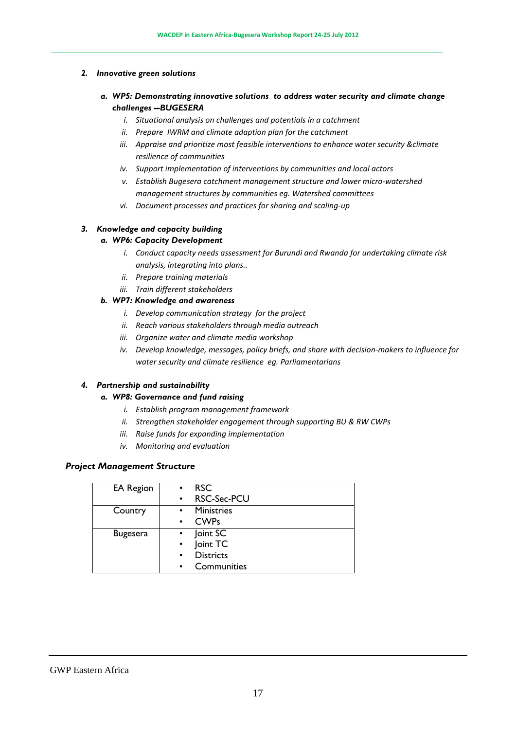### 2. *Innovative green solutions*

#### a. *WP5: Demonstrating innovative solutions to address water security and climate change challenges --BUGESERA*

- i. *Situational analysis on challenges and potentials in a catchment*
- ii. *Prepare IWRM and climate adaption plan for the catchment*
- iii. *Appraise and prioritize most feasible interventions to enhance water security &climate resilience of communities*
- iv. *Support implementation of interventions by communities and local actors*
- v. *Establish Bugesera catchment management structure and lower micro-watershed management structures by communities eg. Watershed committees*
- vi. *Document processes and practices for sharing and scaling-up*

### 3. *Knowledge and capacity building*

#### a. *WP6: Capacity Development*

- i. *Conduct capacity needs assessment for Burundi and Rwanda for undertaking climate risk analysis, integrating into plans..*
- ii. *Prepare training materials*
- iii. *Train different stakeholders*

#### b. *WP7: Knowledge and awareness*

- i. *Develop communication strategy for the project*
- ii. *Reach various stakeholders through media outreach*
- iii. *Organize water and climate media workshop*
- iv. *Develop knowledge, messages, policy briefs, and share with decision-makers to influence for water security and climate resilience eg. Parliamentarians*

### 4. *Partnership and sustainability*

#### a. *WP8: Governance and fund raising*

- i. *Establish program management framework*
- ii. *Strengthen stakeholder engagement through supporting BU & RW CWPs*
- iii. *Raise funds for expanding implementation*
- iv. *Monitoring and evaluation*

## *Project Management Structure*

| | |
|---|---|
| EA Region | • RSC<br>• RSC-Sec-PCU |
| Country | • Ministries<br>• CWPs |
| Bugesera | • Joint SC<br>• Joint TC<br>• Districts<br>• Communities |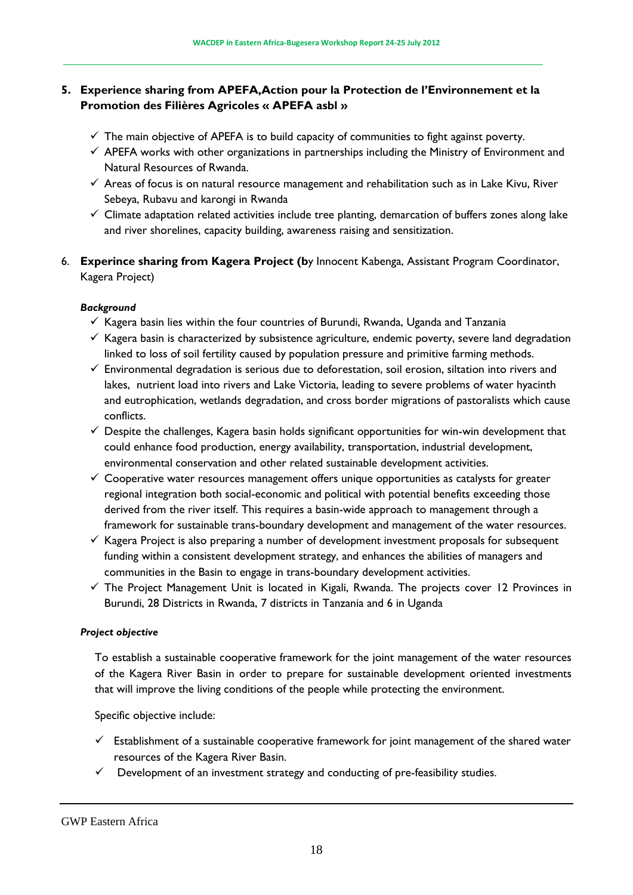## 5. Experience sharing from APEFA,Action pour la Protection de l'Environnement et la Promotion des Filières Agricoles « APEFA asbl »

- ✓ The main objective of APEFA is to build capacity of communities to fight against poverty.
- ✓ APEFA works with other organizations in partnerships including the Ministry of Environment and Natural Resources of Rwanda.
- ✓ Areas of focus is on natural resource management and rehabilitation such as in Lake Kivu, River Sebeya, Rubavu and karongi in Rwanda
- ✓ Climate adaptation related activities include tree planting, demarcation of buffers zones along lake and river shorelines, capacity building, awareness raising and sensitization.

## 6. Experince sharing from Kagera Project (by Innocent Kabenga, Assistant Program Coordinator, Kagera Project)

***Background***

- ✓ Kagera basin lies within the four countries of Burundi, Rwanda, Uganda and Tanzania
- ✓ Kagera basin is characterized by subsistence agriculture, endemic poverty, severe land degradation linked to loss of soil fertility caused by population pressure and primitive farming methods.
- ✓ Environmental degradation is serious due to deforestation, soil erosion, siltation into rivers and lakes, nutrient load into rivers and Lake Victoria, leading to severe problems of water hyacinth and eutrophication, wetlands degradation, and cross border migrations of pastoralists which cause conflicts.
- ✓ Despite the challenges, Kagera basin holds significant opportunities for win-win development that could enhance food production, energy availability, transportation, industrial development, environmental conservation and other related sustainable development activities.
- ✓ Cooperative water resources management offers unique opportunities as catalysts for greater regional integration both social-economic and political with potential benefits exceeding those derived from the river itself. This requires a basin-wide approach to management through a framework for sustainable trans-boundary development and management of the water resources.
- ✓ Kagera Project is also preparing a number of development investment proposals for subsequent funding within a consistent development strategy, and enhances the abilities of managers and communities in the Basin to engage in trans-boundary development activities.
- ✓ The Project Management Unit is located in Kigali, Rwanda. The projects cover 12 Provinces in Burundi, 28 Districts in Rwanda, 7 districts in Tanzania and 6 in Uganda

***Project objective***

To establish a sustainable cooperative framework for the joint management of the water resources of the Kagera River Basin in order to prepare for sustainable development oriented investments that will improve the living conditions of the people while protecting the environment.

Specific objective include:

- ✓ Establishment of a sustainable cooperative framework for joint management of the shared water resources of the Kagera River Basin.
- ✓ Development of an investment strategy and conducting of pre-feasibility studies.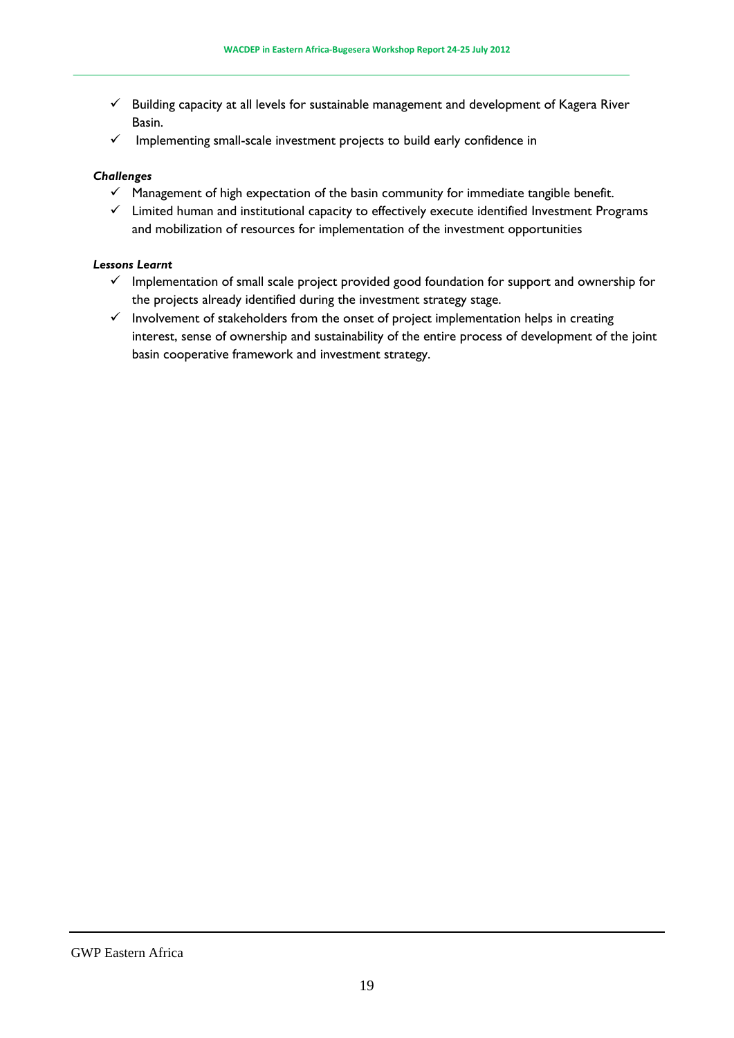- ✓ Building capacity at all levels for sustainable management and development of Kagera River Basin.
- ✓ Implementing small-scale investment projects to build early confidence in

***Challenges***

- ✓ Management of high expectation of the basin community for immediate tangible benefit.
- ✓ Limited human and institutional capacity to effectively execute identified Investment Programs and mobilization of resources for implementation of the investment opportunities

***Lessons Learnt***

- ✓ Implementation of small scale project provided good foundation for support and ownership for the projects already identified during the investment strategy stage.
- ✓ Involvement of stakeholders from the onset of project implementation helps in creating interest, sense of ownership and sustainability of the entire process of development of the joint basin cooperative framework and investment strategy.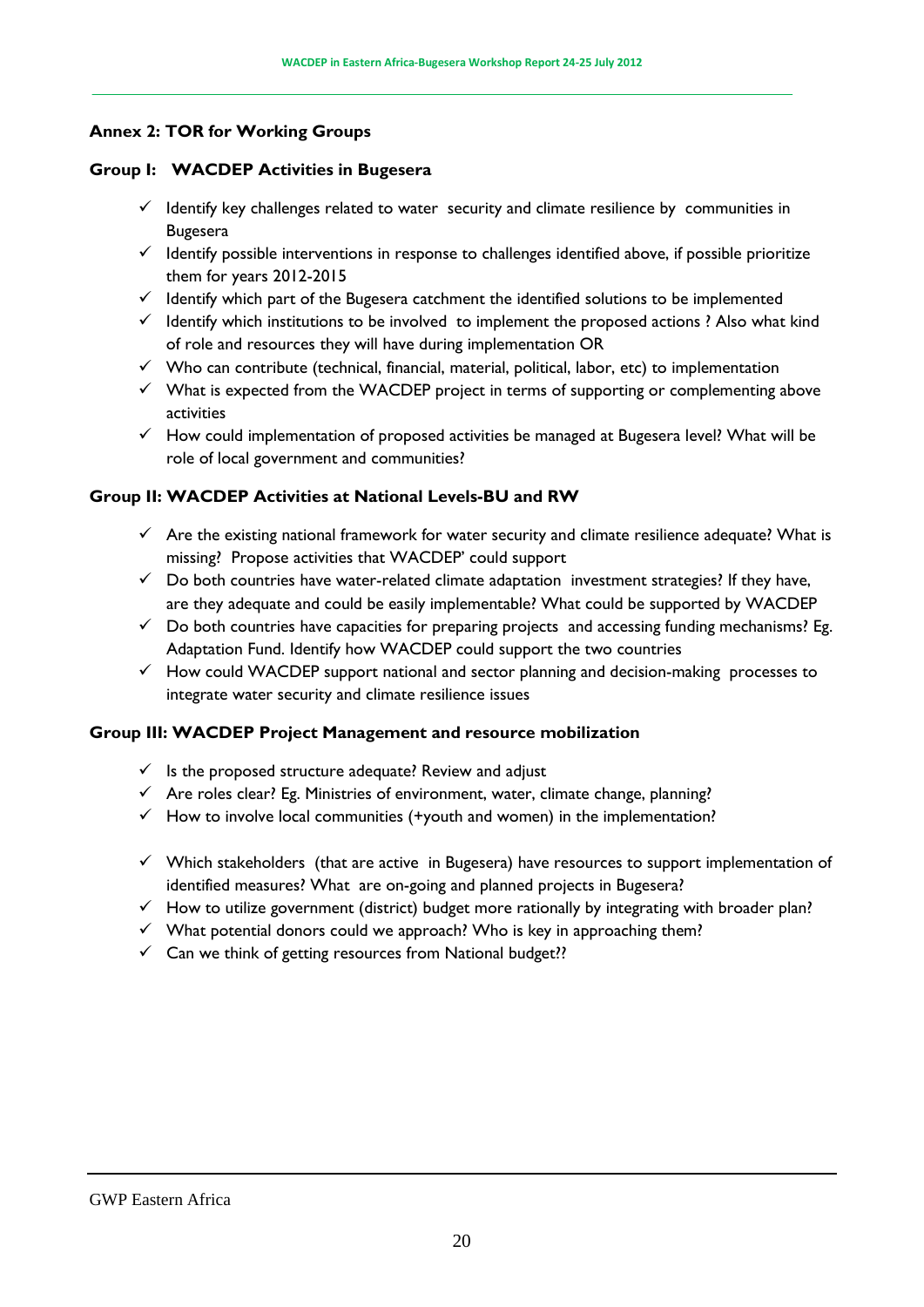## Annex 2: TOR for Working Groups

### Group I: WACDEP Activities in Bugesera

- ✓ Identify key challenges related to water security and climate resilience by communities in Bugesera
- ✓ Identify possible interventions in response to challenges identified above, if possible prioritize them for years 2012-2015
- ✓ Identify which part of the Bugesera catchment the identified solutions to be implemented
- ✓ Identify which institutions to be involved to implement the proposed actions ? Also what kind of role and resources they will have during implementation OR
- ✓ Who can contribute (technical, financial, material, political, labor, etc) to implementation
- ✓ What is expected from the WACDEP project in terms of supporting or complementing above activities
- ✓ How could implementation of proposed activities be managed at Bugesera level? What will be role of local government and communities?

### Group II: WACDEP Activities at National Levels-BU and RW

- ✓ Are the existing national framework for water security and climate resilience adequate? What is missing? Propose activities that WACDEP' could support
- ✓ Do both countries have water-related climate adaptation investment strategies? If they have, are they adequate and could be easily implementable? What could be supported by WACDEP
- ✓ Do both countries have capacities for preparing projects and accessing funding mechanisms? Eg. Adaptation Fund. Identify how WACDEP could support the two countries
- ✓ How could WACDEP support national and sector planning and decision-making processes to integrate water security and climate resilience issues

### Group III: WACDEP Project Management and resource mobilization

- ✓ Is the proposed structure adequate? Review and adjust
- ✓ Are roles clear? Eg. Ministries of environment, water, climate change, planning?
- ✓ How to involve local communities (+youth and women) in the implementation?

- ✓ Which stakeholders (that are active in Bugesera) have resources to support implementation of identified measures? What are on-going and planned projects in Bugesera?
- ✓ How to utilize government (district) budget more rationally by integrating with broader plan?
- ✓ What potential donors could we approach? Who is key in approaching them?
- ✓ Can we think of getting resources from National budget??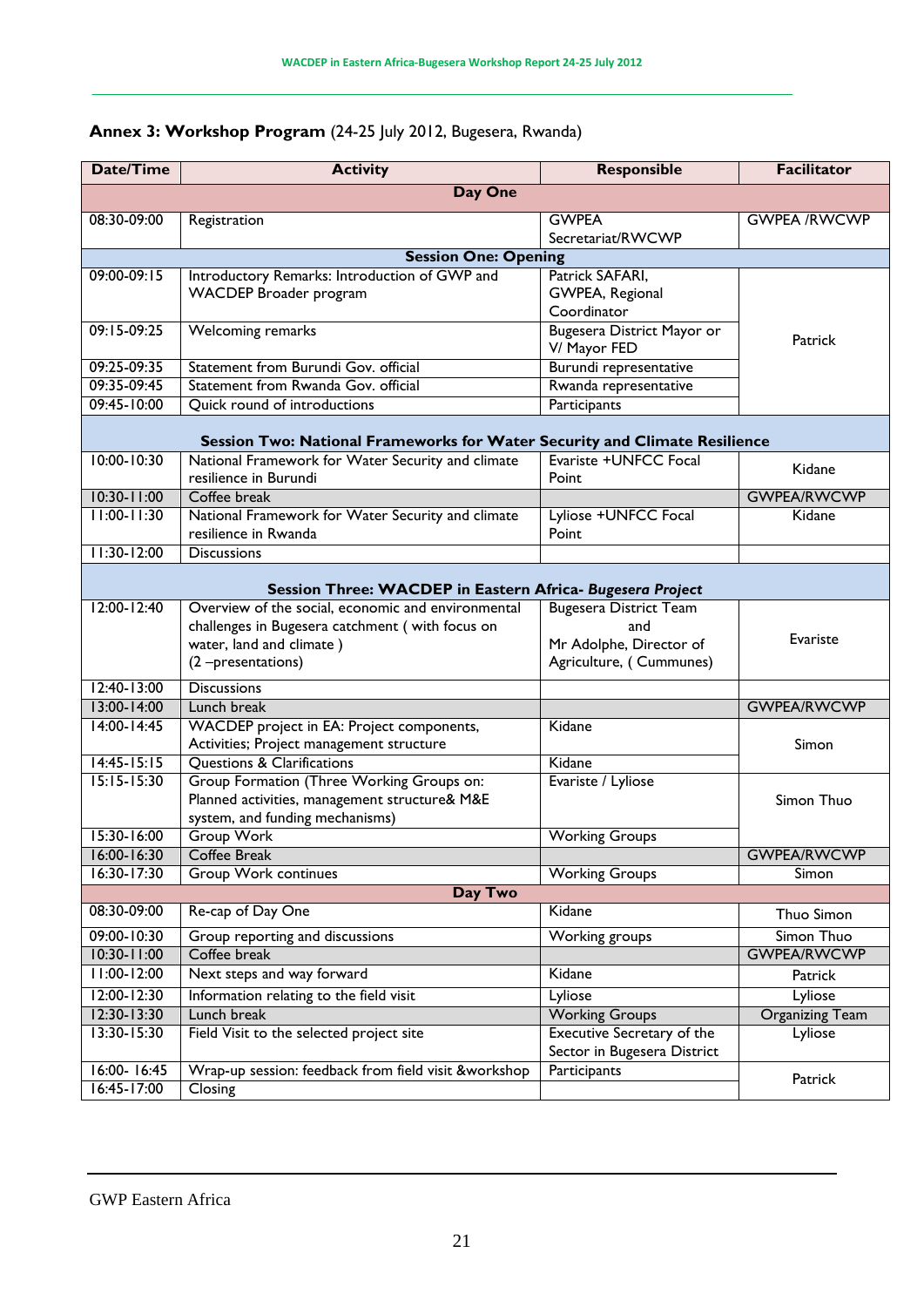## Annex 3: Workshop Program (24-25 July 2012, Bugesera, Rwanda)

| Date/Time | Activity | Responsible | Facilitator |
|---|---|---|---|
| **Day One** | | | |
| 08:30-09:00 | Registration | GWPEA Secretariat/RWCWP | GWPEA /RWCWP |
| **Session One: Opening** | | | |
| 09:00-09:15 | Introductory Remarks: Introduction of GWP and WACDEP Broader program | Patrick SAFARI, GWPEA, Regional Coordinator | Patrick |
| 09:15-09:25 | Welcoming remarks | Bugesera District Mayor or V/ Mayor FED | |
| 09:25-09:35 | Statement from Burundi Gov. official | Burundi representative | |
| 09:35-09:45 | Statement from Rwanda Gov. official | Rwanda representative | |
| 09:45-10:00 | Quick round of introductions | Participants | |
| **Session Two: National Frameworks for Water Security and Climate Resilience** | | | |
| 10:00-10:30 | National Framework for Water Security and climate resilience in Burundi | Evariste +UNFCC Focal Point | Kidane |
| 10:30-11:00 | Coffee break | | GWPEA/RWCWP |
| 11:00-11:30 | National Framework for Water Security and climate resilience in Rwanda | Lyliose +UNFCC Focal Point | Kidane |
| 11:30-12:00 | Discussions | | |
| **Session Three: WACDEP in Eastern Africa- *Bugesera Project*** | | | |
| 12:00-12:40 | Overview of the social, economic and environmental challenges in Bugesera catchment ( with focus on water, land and climate ) (2 –presentations) | Bugesera District Team and Mr Adolphe, Director of Agriculture, ( Cummunes) | Evariste |
| 12:40-13:00 | Discussions | | |
| 13:00-14:00 | Lunch break | | GWPEA/RWCWP |
| 14:00-14:45 | WACDEP project in EA: Project components, Activities; Project management structure | Kidane | Simon |
| 14:45-15:15 | Questions & Clarifications | Kidane | |
| 15:15-15:30 | Group Formation (Three Working Groups on: Planned activities, management structure& M&E system, and funding mechanisms) | Evariste / Lyliose | Simon Thuo |
| 15:30-16:00 | Group Work | Working Groups | |
| 16:00-16:30 | Coffee Break | | GWPEA/RWCWP |
| 16:30-17:30 | Group Work continues | Working Groups | Simon |
| **Day Two** | | | |
| 08:30-09:00 | Re-cap of Day One | Kidane | Thuo Simon |
| 09:00-10:30 | Group reporting and discussions | Working groups | Simon Thuo |
| 10:30-11:00 | Coffee break | | GWPEA/RWCWP |
| 11:00-12:00 | Next steps and way forward | Kidane | Patrick |
| 12:00-12:30 | Information relating to the field visit | Lyliose | Lyliose |
| 12:30-13:30 | Lunch break | Working Groups | Organizing Team |
| 13:30-15:30 | Field Visit to the selected project site | Executive Secretary of the Sector in Bugesera District | Lyliose |
| 16:00- 16:45 | Wrap-up session: feedback from field visit &workshop | Participants | Patrick |
| 16:45-17:00 | Closing | | |

GWP Eastern Africa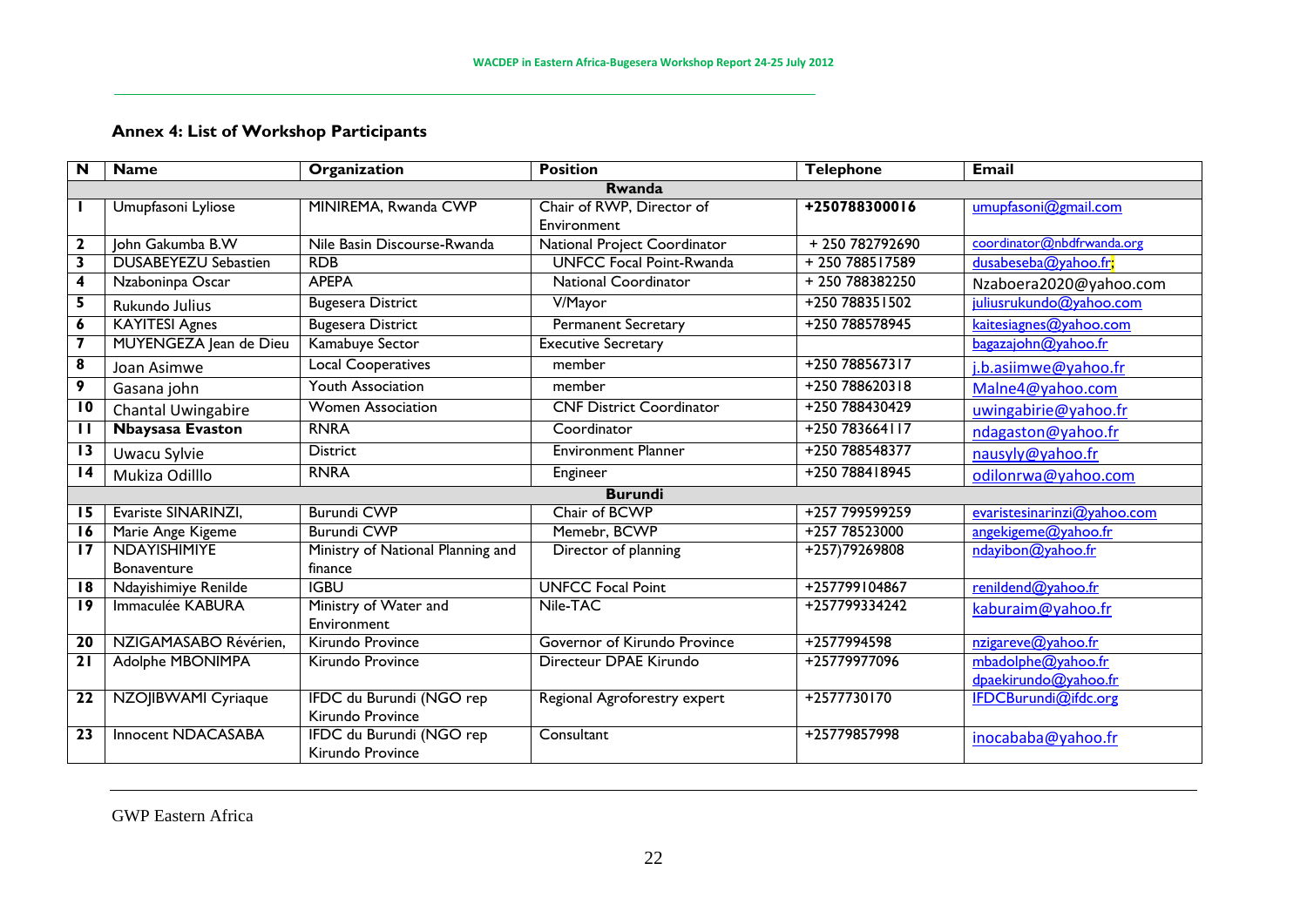## Annex 4: List of Workshop Participants

| N | Name | Organization | Position | Telephone | Email |
|---|---|---|---|---|---|
| **Rwanda** | | | | | |
| 1 | Umupfasoni Lyliose | MINIREMA, Rwanda CWP | Chair of RWP, Director of Environment | **+250788300016** | umupfasoni@gmail.com |
| 2 | John Gakumba B.W | Nile Basin Discourse-Rwanda | National Project Coordinator | + 250 782792690 | coordinator@nbdfrwanda.org |
| 3 | DUSABEYEZU Sebastien | RDB | UNFCC Focal Point-Rwanda | + 250 788517589 | dusabeseba@yahoo.fr; |
| 4 | Nzaboninpa Oscar | APEPA | National Coordinator | + 250 788382250 | Nzaboera2020@yahoo.com |
| 5 | Rukundo Julius | Bugesera District | V/Mayor | +250 788351502 | juliusrukundo@yahoo.com |
| 6 | KAYITESI Agnes | Bugesera District | Permanent Secretary | +250 788578945 | kaitesiagnes@yahoo.com |
| 7 | MUYENGEZA Jean de Dieu | Kamabuye Sector | Executive Secretary | | bagazajohn@yahoo.fr |
| 8 | Joan Asimwe | Local Cooperatives | member | +250 788567317 | j.b.asiimwe@yahoo.fr |
| 9 | Gasana john | Youth Association | member | +250 788620318 | Malne4@yahoo.com |
| 10 | Chantal Uwingabire | Women Association | CNF District Coordinator | +250 788430429 | uwingabirie@yahoo.fr |
| 11 | **Nbaysasa Evaston** | RNRA | Coordinator | +250 783664117 | ndagaston@yahoo.fr |
| 13 | Uwacu Sylvie | District | Environment Planner | +250 788548377 | nausyly@yahoo.fr |
| 14 | Mukiza Odilllo | RNRA | Engineer | +250 788418945 | odilonrwa@yahoo.com |
| **Burundi** | | | | | |
| 15 | Evariste SINARINZI, | Burundi CWP | Chair of BCWP | +257 799599259 | evaristesinarinzi@yahoo.com |
| 16 | Marie Ange Kigeme | Burundi CWP | Memebr, BCWP | +257 78523000 | angekigeme@yahoo.fr |
| 17 | NDAYISHIMIYE Bonaventure | Ministry of National Planning and finance | Director of planning | +257)79269808 | ndayibon@yahoo.fr |
| 18 | Ndayishimiye Renilde | IGBU | UNFCC Focal Point | +257799104867 | renildend@yahoo.fr |
| 19 | Immaculée KABURA | Ministry of Water and Environment | Nile-TAC | +257799334242 | kaburaim@yahoo.fr |
| 20 | NZIGAMASABO Révérien, | Kirundo Province | Governor of Kirundo Province | +2577994598 | nzigareve@yahoo.fr |
| 21 | Adolphe MBONIMPA | Kirundo Province | Directeur DPAE Kirundo | +25779977096 | mbadolphe@yahoo.fr dpaekirundo@yahoo.fr |
| 22 | NZOJIBWAMI Cyriaque | IFDC du Burundi (NGO rep Kirundo Province | Regional Agroforestry expert | +2577730170 | IFDCBurundi@ifdc.org |
| 23 | Innocent NDACASABA | IFDC du Burundi (NGO rep Kirundo Province | Consultant | +25779857998 | inocababa@yahoo.fr |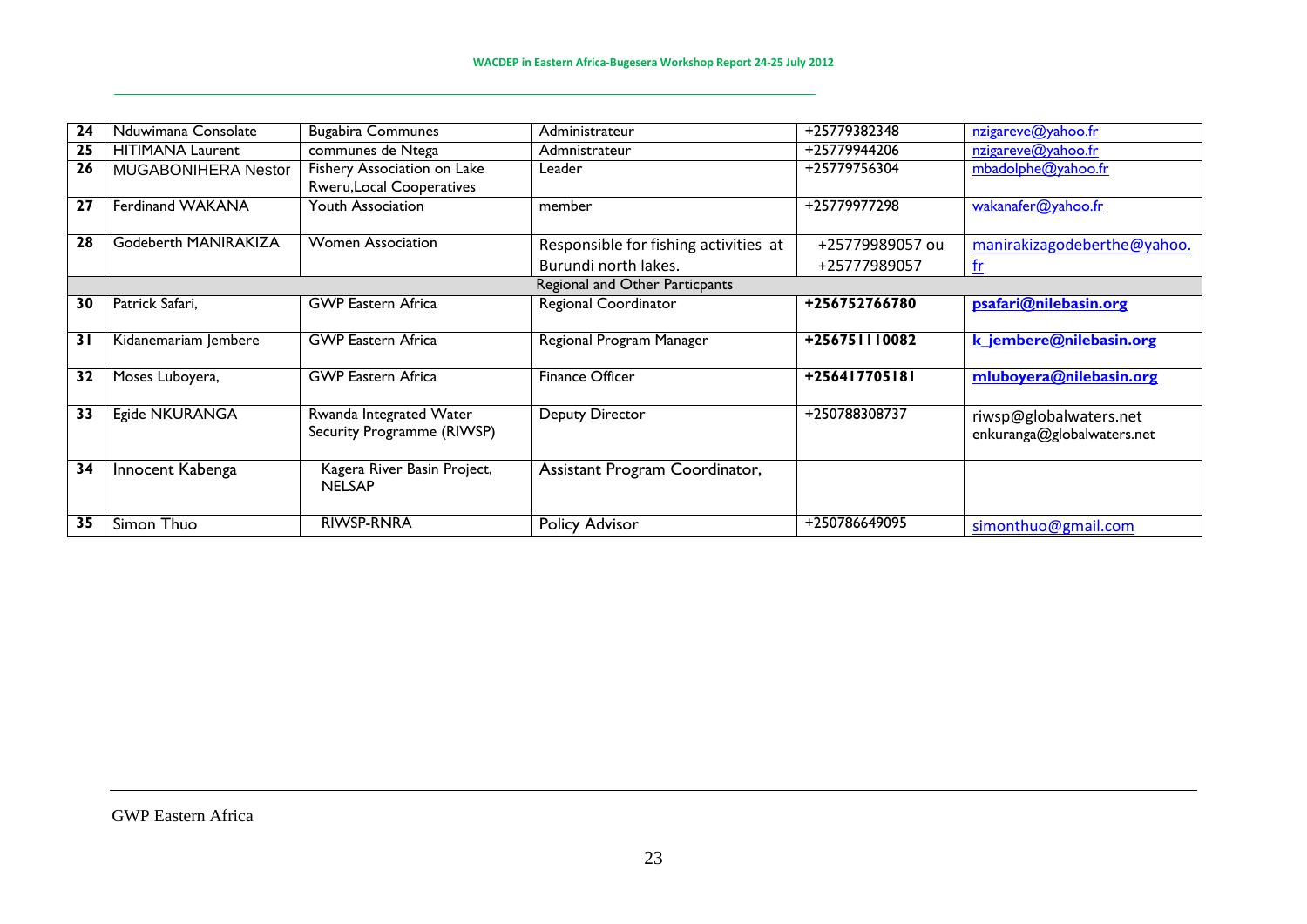| | | | | | |
|---|---|---|---|---|---|
| 24 | Nduwimana Consolate | Bugabira Communes | Administrateur | +25779382348 | nzigareve@yahoo.fr |
| 25 | HITIMANA Laurent | communes de Ntega | Admnistrateur | +25779944206 | nzigareve@yahoo.fr |
| 26 | MUGABONIHERA Nestor | Fishery Association on Lake Rweru,Local Cooperatives | Leader | +25779756304 | mbadolphe@yahoo.fr |
| 27 | Ferdinand WAKANA | Youth Association | member | +25779977298 | wakanafer@yahoo.fr |
| 28 | Godeberth MANIRAKIZA | Women Association | Responsible for fishing activities at Burundi north lakes. | +25779989057 ou +25777989057 | manirakizagodeberthe@yahoo.fr |
| | | | Regional and Other Particpants | | |
| 30 | Patrick Safari, | GWP Eastern Africa | Regional Coordinator | **+256752766780** | **psafari@nilebasin.org** |
| 31 | Kidanemariam Jembere | GWP Eastern Africa | Regional Program Manager | **+256751110082** | **k_jembere@nilebasin.org** |
| 32 | Moses Luboyera, | GWP Eastern Africa | Finance Officer | **+256417705181** | **mluboyera@nilebasin.org** |
| 33 | Egide NKURANGA | Rwanda Integrated Water Security Programme (RIWSP) | Deputy Director | +250788308737 | riwsp@globalwaters.net enkuranga@globalwaters.net |
| 34 | Innocent Kabenga | Kagera River Basin Project, NELSAP | Assistant Program Coordinator, | | |
| 35 | Simon Thuo | RIWSP-RNRA | Policy Advisor | +250786649095 | simonthuo@gmail.com |